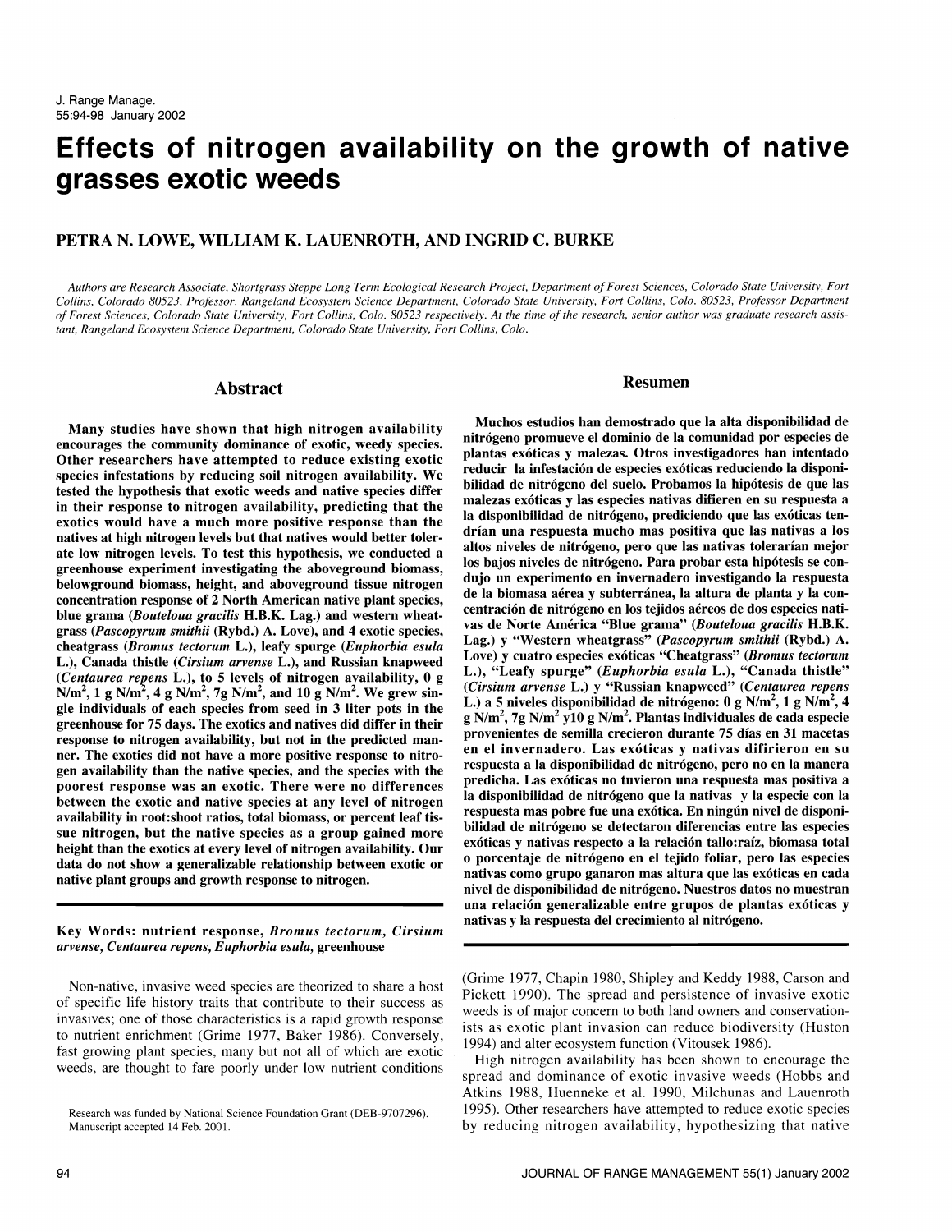# Effects of nitrogen availability on the growth of native grasses exotic weeds

**PETRA N. LOWE, WILLIAM K. LAUENROTH, AND INGRID C. BURKE**

*Authors are Research Associate, Shortgrass Steppe Long Term Ecological Research Project, Department of Forest Sciences, Colorado State University, Fort Collins, Colorado 80523, Professor, Rangeland Ecosystem Science Department, Colorado State University, Fort Collins, Colo. 80523, Professor Department of Forest Sciences, Colorado State University, Fort Collins, Colo. 80523 respectively. At the time of the research, senior author was graduate research assistant, Rangeland Ecosystem Science Department, Colorado State University, Fort Collins, Colo.*

## Abstract

**Many studies have shown that high nitrogen availability encourages the community dominance of exotic, weedy species. Other researchers have attempted to reduce existing exotic species infestations by reducing soil nitrogen availability. We tested the hypothesis that exotic weeds and native species differ in their response to nitrogen availability, predicting that the exotics would have a much more positive response than the natives at high nitrogen levels but that natives would better tolerate low nitrogen levels. To test this hypothesis, we conducted a greenhouse experiment investigating the aboveground biomass, belowground biomass, height, and aboveground tissue nitrogen concentration response of 2 North American native plant species, blue grama (*Bouteloua gracilis* H.B.K. Lag.) and western wheatgrass (*Pascopyrum smithii* (Rybd.) A. Love), and 4 exotic species, cheatgrass (*Bromus tectorum* L.), leafy spurge (*Euphorbia esula* L.), Canada thistle (*Cirsium arvense* L.), and Russian knapweed (*Centaurea repens* L.), to 5 levels of nitrogen availability, 0 g N/m$^2$, 1 g N/m$^2$, 4 g N/m$^2$, 7g N/m$^2$, and 10 g N/m$^2$. We grew single individuals of each species from seed in 3 liter pots in the greenhouse for 75 days. The exotics and natives did differ in their response to nitrogen availability, but not in the predicted manner. The exotics did not have a more positive response to nitrogen availability than the native species, and the species with the poorest response was an exotic. There were no differences between the exotic and native species at any level of nitrogen availability in root:shoot ratios, total biomass, or percent leaf tissue nitrogen, but the native species as a group gained more height than the exotics at every level of nitrogen availability. Our data do not show a generalizable relationship between exotic or native plant groups and growth response to nitrogen.**

**Key Words: nutrient response, *Bromus tectorum*, *Cirsium arvense*, *Centaurea repens*, *Euphorbia esula*, greenhouse**

## Resumen

**Muchos estudios han demostrado que la alta disponibilidad de nitrógeno promueve el dominio de la comunidad por especies de plantas exóticas y malezas. Otros investigadores han intentado reducir la infestación de especies exóticas reduciendo la disponibilidad de nitrógeno del suelo. Probamos la hipótesis de que las malezas exóticas y las especies nativas difieren en su respuesta a la disponibilidad de nitrógeno, prediciendo que las exóticas tendrían una respuesta mucho mas positiva que las nativas a los altos niveles de nitrógeno, pero que las nativas tolerarían mejor los bajos niveles de nitrógeno. Para probar esta hipótesis se condujo un experimento en invernadero investigando la respuesta de la biomasa aérea y subterránea, la altura de planta y la concentración de nitrógeno en los tejidos aéreos de dos especies nativas de Norte América "Blue grama" (*Bouteloua gracilis* H.B.K. Lag.) y "Western wheatgrass" (*Pascopyrum smithii* (Rybd.) A. Love) y cuatro especies exóticas "Cheatgrass" (*Bromus tectorum* L.), "Leafy spurge" (*Euphorbia esula* L.), "Canada thistle" (*Cirsium arvense* L.) y "Russian knapweed" (*Centaurea repens* L.) a 5 niveles disponibilidad de nitrógeno: 0 g N/m$^2$, 1 g N/m$^2$, 4 g N/m$^2$, 7g N/m$^2$ y10 g N/m$^2$. Plantas individuales de cada especie provenientes de semilla crecieron durante 75 días en 31 macetas en el invernadero. Las exóticas y nativas difirieron en su respuesta a la disponibilidad de nitrógeno, pero no en la manera predicha. Las exóticas no tuvieron una respuesta mas positiva a la disponibilidad de nitrógeno que la nativas y la especie con la respuesta mas pobre fue una exótica. En ningún nivel de disponibilidad de nitrógeno se detectaron diferencias entre las especies exóticas y nativas respecto a la relación tallo:raíz, biomasa total o porcentaje de nitrógeno en el tejido foliar, pero las especies nativas como grupo ganaron mas altura que las exóticas en cada nivel de disponibilidad de nitrógeno. Nuestros datos no muestran una relación generalizable entre grupos de plantas exóticas y nativas y la respuesta del crecimiento al nitrógeno.**

Non-native, invasive weed species are theorized to share a host of specific life history traits that contribute to their success as invasives; one of those characteristics is a rapid growth response to nutrient enrichment (Grime 1977, Baker 1986). Conversely, fast growing plant species, many but not all of which are exotic weeds, are thought to fare poorly under low nutrient conditions (Grime 1977, Chapin 1980, Shipley and Keddy 1988, Carson and Pickett 1990). The spread and persistence of invasive exotic weeds is of major concern to both land owners and conservationists as exotic plant invasion can reduce biodiversity (Huston 1994) and alter ecosystem function (Vitousek 1986).

High nitrogen availability has been shown to encourage the spread and dominance of exotic invasive weeds (Hobbs and Atkins 1988, Huenneke et al. 1990, Milchunas and Lauenroth 1995). Other researchers have attempted to reduce exotic species by reducing nitrogen availability, hypothesizing that native

Research was funded by National Science Foundation Grant (DEB-9707296). Manuscript accepted 14 Feb. 2001.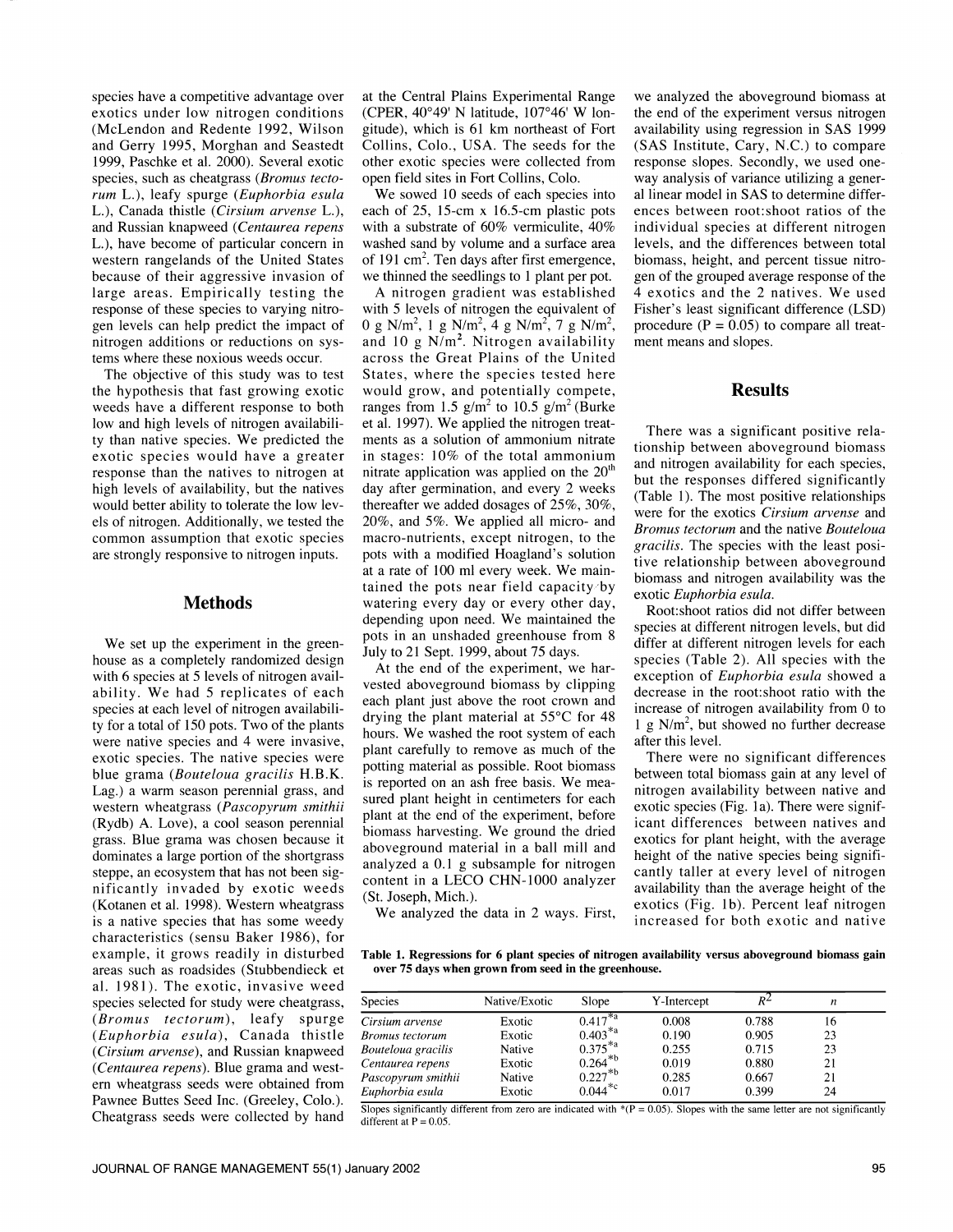species have a competitive advantage over exotics under low nitrogen conditions (McLendon and Redente 1992, Wilson and Gerry 1995, Morghan and Seastedt 1999, Paschke et al. 2000). Several exotic species, such as cheatgrass (*Bromus tectorum* L.), leafy spurge (*Euphorbia esula* L.), Canada thistle (*Cirsium arvense* L.), and Russian knapweed (*Centaurea repens* L.), have become of particular concern in western rangelands of the United States because of their aggressive invasion of large areas. Empirically testing the response of these species to varying nitrogen levels can help predict the impact of nitrogen additions or reductions on systems where these noxious weeds occur.

The objective of this study was to test the hypothesis that fast growing exotic weeds have a different response to both low and high levels of nitrogen availability than native species. We predicted the exotic species would have a greater response than the natives to nitrogen at high levels of availability, but the natives would better ability to tolerate the low levels of nitrogen. Additionally, we tested the common assumption that exotic species are strongly responsive to nitrogen inputs.

## Methods

We set up the experiment in the greenhouse as a completely randomized design with 6 species at 5 levels of nitrogen availability. We had 5 replicates of each species at each level of nitrogen availability for a total of 150 pots. Two of the plants were native species and 4 were invasive, exotic species. The native species were blue grama (*Bouteloua gracilis* H.B.K. Lag.) a warm season perennial grass, and western wheatgrass (*Pascopyrum smithii* (Rydb) A. Love), a cool season perennial grass. Blue grama was chosen because it dominates a large portion of the shortgrass steppe, an ecosystem that has not been significantly invaded by exotic weeds (Kotanen et al. 1998). Western wheatgrass is a native species that has some weedy characteristics (sensu Baker 1986), for example, it grows readily in disturbed areas such as roadsides (Stubbendieck et al. 1981). The exotic, invasive weed species selected for study were cheatgrass, (*Bromus tectorum*), leafy spurge (*Euphorbia esula*), Canada thistle (*Cirsium arvense*), and Russian knapweed (*Centaurea repens*). Blue grama and western wheatgrass seeds were obtained from Pawnee Buttes Seed Inc. (Greeley, Colo.). Cheatgrass seeds were collected by hand at the Central Plains Experimental Range (CPER, 40°49' N latitude, 107°46' W longitude), which is 61 km northeast of Fort Collins, Colo., USA. The seeds for the other exotic species were collected from open field sites in Fort Collins, Colo.

We sowed 10 seeds of each species into each of 25, 15-cm x 16.5-cm plastic pots with a substrate of 60% vermiculite, 40% washed sand by volume and a surface area of 191 $cm^2$. Ten days after first emergence, we thinned the seedlings to 1 plant per pot.

A nitrogen gradient was established with 5 levels of nitrogen the equivalent of 0 g $N/m^2$, 1 g $N/m^2$, 4 g $N/m^2$, 7 g $N/m^2$, and 10 g $N/m^2$. Nitrogen availability across the Great Plains of the United States, where the species tested here would grow, and potentially compete, ranges from 1.5 g/$m^2$ to 10.5 g/$m^2$ (Burke et al. 1997). We applied the nitrogen treatments as a solution of ammonium nitrate in stages: 10% of the total ammonium nitrate application was applied on the 20[th] day after germination, and every 2 weeks thereafter we added dosages of 25%, 30%, 20%, and 5%. We applied all micro- and macro-nutrients, except nitrogen, to the pots with a modified Hoagland's solution at a rate of 100 ml every week. We maintained the pots near field capacity by watering every day or every other day, depending upon need. We maintained the pots in an unshaded greenhouse from 8 July to 21 Sept. 1999, about 75 days.

At the end of the experiment, we harvested aboveground biomass by clipping each plant just above the root crown and drying the plant material at 55°C for 48 hours. We washed the root system of each plant carefully to remove as much of the potting material as possible. Root biomass is reported on an ash free basis. We measured plant height in centimeters for each plant at the end of the experiment, before biomass harvesting. We ground the dried aboveground material in a ball mill and analyzed a 0.1 g subsample for nitrogen content in a LECO CHN-1000 analyzer (St. Joseph, Mich.).

We analyzed the data in 2 ways. First, we analyzed the aboveground biomass at the end of the experiment versus nitrogen availability using regression in SAS 1999 (SAS Institute, Cary, N.C.) to compare response slopes. Secondly, we used one-way analysis of variance utilizing a general linear model in SAS to determine differences between root:shoot ratios of the individual species at different nitrogen levels, and the differences between total biomass, height, and percent tissue nitrogen of the grouped average response of the 4 exotics and the 2 natives. We used Fisher's least significant difference (LSD) procedure ($P = 0.05$) to compare all treatment means and slopes.

## Results

There was a significant positive relationship between aboveground biomass and nitrogen availability for each species, but the responses differed significantly (Table 1). The most positive relationships were for the exotics *Cirsium arvense* and *Bromus tectorum* and the native *Bouteloua gracilis*. The species with the least positive relationship between aboveground biomass and nitrogen availability was the exotic *Euphorbia esula*.

Root:shoot ratios did not differ between species at different nitrogen levels, but did differ at different nitrogen levels for each species (Table 2). All species with the exception of *Euphorbia esula* showed a decrease in the root:shoot ratio with the increase of nitrogen availability from 0 to 1 g $N/m^2$, but showed no further decrease after this level.

There were no significant differences between total biomass gain at any level of nitrogen availability between native and exotic species (Fig. 1a). There were significant differences between natives and exotics for plant height, with the average height of the native species being significantly taller at every level of nitrogen availability than the average height of the exotics (Fig. 1b). Percent leaf nitrogen increased for both exotic and native

**Table 1. Regressions for 6 plant species of nitrogen availability versus aboveground biomass gain over 75 days when grown from seed in the greenhouse.**

| Species | Native/Exotic | Slope | Y-Intercept | $R^2$ | *n* |
|---|---|---|---|---|---|
| *Cirsium arvense* | Exotic | 0.417*a | 0.008 | 0.788 | 16 |
| *Bromus tectorum* | Exotic | 0.403*a | 0.190 | 0.905 | 23 |
| *Bouteloua gracilis* | Native | 0.375*a | 0.255 | 0.715 | 23 |
| *Centaurea repens* | Exotic | 0.264*b | 0.019 | 0.880 | 21 |
| *Pascopyrum smithii* | Native | 0.227*b | 0.285 | 0.667 | 21 |
| *Euphorbia esula* | Exotic | 0.044*c | 0.017 | 0.399 | 24 |

Slopes significantly different from zero are indicated with *($P = 0.05$). Slopes with the same letter are not significantly different at $P = 0.05$.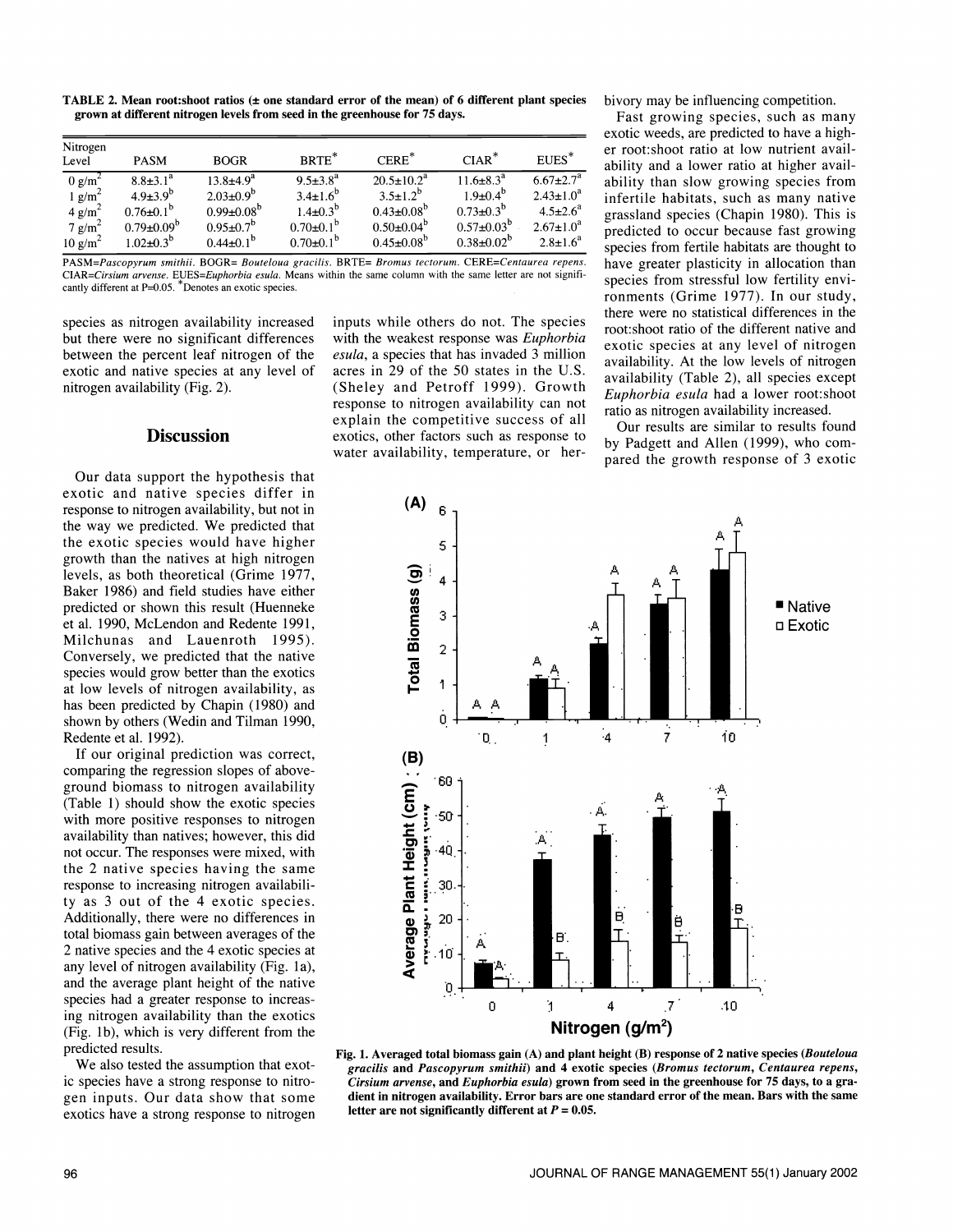**TABLE 2. Mean root:shoot ratios (± one standard error of the mean) of 6 different plant species grown at different nitrogen levels from seed in the greenhouse for 75 days.**

| Nitrogen Level | PASM | BOGR | BRTE* | CERE* | CIAR* | EUES* |
|---|---|---|---|---|---|---|
| 0 g/m$^2$ | 8.8±3.1$^a$ | 13.8±4.9$^a$ | 9.5±3.8$^a$ | 20.5±10.2$^a$ | 11.6±8.3$^a$ | 6.67±2.7$^a$ |
| 1 g/m$^2$ | 4.9±3.9$^b$ | 2.03±0.9$^b$ | 3.4±1.6$^b$ | 3.5±1.2$^b$ | 1.9±0.4$^b$ | 2.43±1.0$^a$ |
| 4 g/m$^2$ | 0.76±0.1$^b$ | 0.99±0.08$^b$ | 1.4±0.3$^b$ | 0.43±0.08$^b$ | 0.73±0.3$^b$ | 4.5±2.6$^a$ |
| 7 g/m$^2$ | 0.79±0.09$^b$ | 0.95±0.7$^b$ | 0.70±0.1$^b$ | 0.50±0.04$^b$ | 0.57±0.03$^b$ | 2.67±1.0$^a$ |
| 10 g/m$^2$ | 1.02±0.3$^b$ | 0.44±0.1$^b$ | 0.70±0.1$^b$ | 0.45±0.08$^b$ | 0.38±0.02$^b$ | 2.8±1.6$^a$ |

PASM=*Pascopyrum smithii*. BOGR= *Bouteloua gracilis*. BRTE= *Bromus tectorum*. CERE=*Centaurea repens*. CIAR=*Cirsium arvense*. EUES=*Euphorbia esula*. Means within the same column with the same letter are not significantly different at P=0.05. *Denotes an exotic species.

species as nitrogen availability increased but there were no significant differences between the percent leaf nitrogen of the exotic and native species at any level of nitrogen availability (Fig. 2).

## Discussion

Our data support the hypothesis that exotic and native species differ in response to nitrogen availability, but not in the way we predicted. We predicted that the exotic species would have higher growth than the natives at high nitrogen levels, as both theoretical (Grime 1977, Baker 1986) and field studies have either predicted or shown this result (Huenneke et al. 1990, McLendon and Redente 1991, Milchunas and Lauenroth 1995). Conversely, we predicted that the native species would grow better than the exotics at low levels of nitrogen availability, as has been predicted by Chapin (1980) and shown by others (Wedin and Tilman 1990, Redente et al. 1992).

If our original prediction was correct, comparing the regression slopes of aboveground biomass to nitrogen availability (Table 1) should show the exotic species with more positive responses to nitrogen availability than natives; however, this did not occur. The responses were mixed, with the 2 native species having the same response to increasing nitrogen availability as 3 out of the 4 exotic species. Additionally, there were no differences in total biomass gain between averages of the 2 native species and the 4 exotic species at any level of nitrogen availability (Fig. 1a), and the average plant height of the native species had a greater response to increasing nitrogen availability than the exotics (Fig. 1b), which is very different from the predicted results.

We also tested the assumption that exotic species have a strong response to nitrogen inputs. Our data show that some exotics have a strong response to nitrogen inputs while others do not. The species with the weakest response was *Euphorbia esula*, a species that has invaded 3 million acres in 29 of the 50 states in the U.S. (Sheley and Petroff 1999). Growth response to nitrogen availability can not explain the competitive success of all exotics, other factors such as response to water availability, temperature, or herbivory may be influencing competition.

Fast growing species, such as many exotic weeds, are predicted to have a higher root:shoot ratio at low nutrient availability and a lower ratio at higher availability than slow growing species from infertile habitats, such as many native grassland species (Chapin 1980). This is predicted to occur because fast growing species from fertile habitats are thought to have greater plasticity in allocation than species from stressful low fertility environments (Grime 1977). In our study, there were no statistical differences in the root:shoot ratio of the different native and exotic species at any level of nitrogen availability. At the low levels of nitrogen availability (Table 2), all species except *Euphorbia esula* had a lower root:shoot ratio as nitrogen availability increased.

Our results are similar to results found by Padgett and Allen (1999), who compared the growth response of 3 exotic

**Fig. 1. Averaged total biomass gain (A) and plant height (B) response of 2 native species (*Bouteloua gracilis* and *Pascopyrum smithii*) and 4 exotic species (*Bromus tectorum*, *Centaurea repens*, *Cirsium arvense*, and *Euphorbia esula*) grown from seed in the greenhouse for 75 days, to a gradient in nitrogen availability. Error bars are one standard error of the mean. Bars with the same letter are not significantly different at $P = 0.05$.**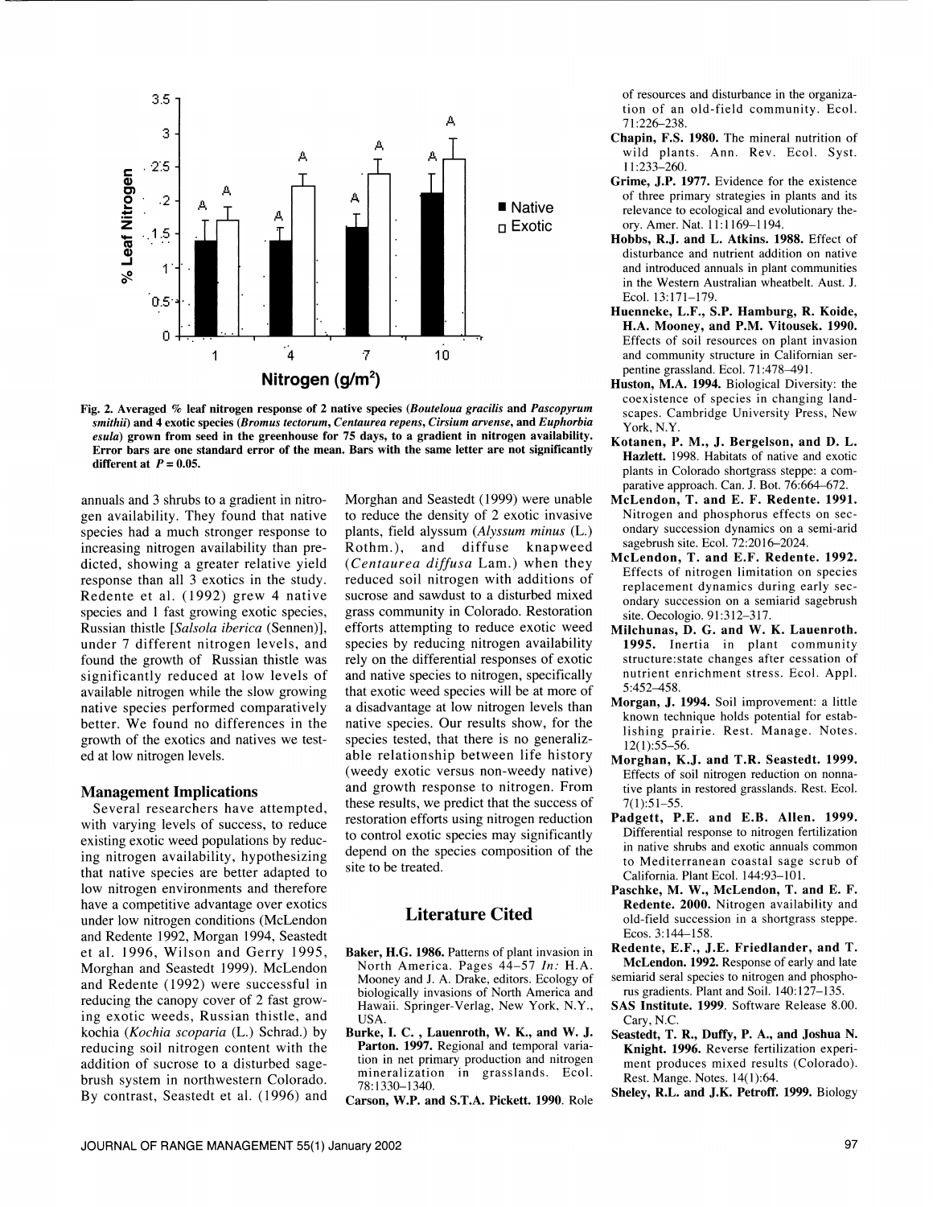Fig. 2. Averaged % leaf nitrogen response of 2 native species (*Bouteloua gracilis* and *Pascopyrum smithii*) and 4 exotic species (*Bromus tectorum*, *Centaurea repens*, *Cirsium arvense*, and *Euphorbia esula*) grown from seed in the greenhouse for 75 days, to a gradient in nitrogen availability. Error bars are one standard error of the mean. Bars with the same letter are not significantly different at $P = 0.05$.

annuals and 3 shrubs to a gradient in nitrogen availability. They found that native species had a much stronger response to increasing nitrogen availability than predicted, showing a greater relative yield response than all 3 exotics in the study. Redente et al. (1992) grew 4 native species and 1 fast growing exotic species, Russian thistle [*Salsola iberica* (Sennen)], under 7 different nitrogen levels, and found the growth of Russian thistle was significantly reduced at low levels of available nitrogen while the slow growing native species performed comparatively better. We found no differences in the growth of the exotics and natives we tested at low nitrogen levels.

## Management Implications

Several researchers have attempted, with varying levels of success, to reduce existing exotic weed populations by reducing nitrogen availability, hypothesizing that native species are better adapted to low nitrogen environments and therefore have a competitive advantage over exotics under low nitrogen conditions (McLendon and Redente 1992, Morgan 1994, Seastedt et al. 1996, Wilson and Gerry 1995, Morghan and Seastedt 1999). McLendon and Redente (1992) were successful in reducing the canopy cover of 2 fast growing exotic weeds, Russian thistle, and kochia (*Kochia scoparia* (L.) Schrad.) by reducing soil nitrogen content with the addition of sucrose to a disturbed sagebrush system in northwestern Colorado. By contrast, Seastedt et al. (1996) and Morghan and Seastedt (1999) were unable to reduce the density of 2 exotic invasive plants, field alyssum (*Alyssum minus* (L.) Rothm.), and diffuse knapweed (*Centaurea diffusa* Lam.) when they reduced soil nitrogen with additions of sucrose and sawdust to a disturbed mixed grass community in Colorado. Restoration efforts attempting to reduce exotic weed species by reducing nitrogen availability rely on the differential responses of exotic and native species to nitrogen, specifically that exotic weed species will be at more of a disadvantage at low nitrogen levels than native species. Our results show, for the species tested, that there is no generalizable relationship between life history (weedy exotic versus non-weedy native) and growth response to nitrogen. From these results, we predict that the success of restoration efforts using nitrogen reduction to control exotic species may significantly depend on the species composition of the site to be treated.

## Literature Cited

**Baker, H.G. 1986.** Patterns of plant invasion in North America. Pages 44–57 *In:* H.A. Mooney and J. A. Drake, editors. Ecology of biologically invasions of North America and Hawaii. Springer-Verlag, New York, N.Y., USA.

**Burke, I. C. , Lauenroth, W. K., and W. J. Parton. 1997.** Regional and temporal variation in net primary production and nitrogen mineralization in grasslands. Ecol. 78:1330–1340.

**Carson, W.P. and S.T.A. Pickett. 1990.** Role of resources and disturbance in the organization of an old-field community. Ecol. 71:226–238.

**Chapin, F.S. 1980.** The mineral nutrition of wild plants. Ann. Rev. Ecol. Syst. 11:233–260.

**Grime, J.P. 1977.** Evidence for the existence of three primary strategies in plants and its relevance to ecological and evolutionary theory. Amer. Nat. 11:1169–1194.

**Hobbs, R.J. and L. Atkins. 1988.** Effect of disturbance and nutrient addition on native and introduced annuals in plant communities in the Western Australian wheatbelt. Aust. J. Ecol. 13:171–179.

**Huenneke, L.F., S.P. Hamburg, R. Koide, H.A. Mooney, and P.M. Vitousek. 1990.** Effects of soil resources on plant invasion and community structure in Californian serpentine grassland. Ecol. 71:478–491.

**Huston, M.A. 1994.** Biological Diversity: the coexistence of species in changing landscapes. Cambridge University Press, New York, N.Y.

**Kotanen, P. M., J. Bergelson, and D. L. Hazlett.** 1998. Habitats of native and exotic plants in Colorado shortgrass steppe: a comparative approach. Can. J. Bot. 76:664–672.

**McLendon, T. and E. F. Redente. 1991.** Nitrogen and phosphorus effects on secondary succession dynamics on a semi-arid sagebrush site. Ecol. 72:2016–2024.

**McLendon, T. and E.F. Redente. 1992.** Effects of nitrogen limitation on species replacement dynamics during early secondary succession on a semiarid sagebrush site. Oecologio. 91:312–317.

**Milchunas, D. G. and W. K. Lauenroth. 1995.** Inertia in plant community structure:state changes after cessation of nutrient enrichment stress. Ecol. Appl. 5:452–458.

**Morgan, J. 1994.** Soil improvement: a little known technique holds potential for establishing prairie. Rest. Manage. Notes. 12(1):55–56.

**Morghan, K.J. and T.R. Seastedt. 1999.** Effects of soil nitrogen reduction on nonnative plants in restored grasslands. Rest. Ecol. 7(1):51–55.

**Padgett, P.E. and E.B. Allen. 1999.** Differential response to nitrogen fertilization in native shrubs and exotic annuals common to Mediterranean coastal sage scrub of California. Plant Ecol. 144:93–101.

**Paschke, M. W., McLendon, T. and E. F. Redente. 2000.** Nitrogen availability and old-field succession in a shortgrass steppe. Ecos. 3:144–158.

**Redente, E.F., J.E. Friedlander, and T. McLendon. 1992.** Response of early and late semiarid seral species to nitrogen and phosphorus gradients. Plant and Soil. 140:127–135.

**SAS Institute. 1999.** Software Release 8.00. Cary, N.C.

**Seastedt, T. R., Duffy, P. A., and Joshua N. Knight. 1996.** Reverse fertilization experiment produces mixed results (Colorado). Rest. Mange. Notes. 14(1):64.

**Sheley, R.L. and J.K. Petroff. 1999.** Biology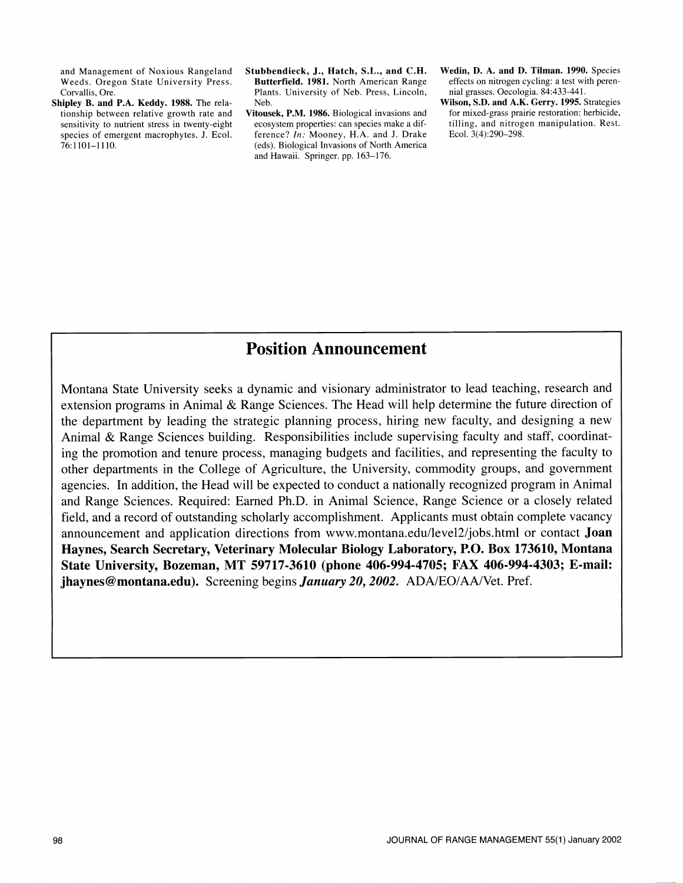and Management of Noxious Rangeland Weeds. Oregon State University Press. Corvallis, Ore.

**Shipley B. and P.A. Keddy. 1988.** The relationship between relative growth rate and sensitivity to nutrient stress in twenty-eight species of emergent macrophytes. J. Ecol. 76:1101–1110.

**Stubbendieck, J., Hatch, S.L., and C.H. Butterfield. 1981.** North American Range Plants. University of Neb. Press, Lincoln, Neb.

**Vitousek, P.M. 1986.** Biological invasions and ecosystem properties: can species make a difference? *In:* Mooney, H.A. and J. Drake (eds). Biological Invasions of North America and Hawaii. Springer. pp. 163–176.

**Wedin, D. A. and D. Tilman. 1990.** Species effects on nitrogen cycling: a test with perennial grasses. Oecologia. 84:433-441.

**Wilson, S.D. and A.K. Gerry. 1995.** Strategies for mixed-grass prairie restoration: herbicide, tilling, and nitrogen manipulation. Rest. Ecol. 3(4):290–298.

## Position Announcement

Montana State University seeks a dynamic and visionary administrator to lead teaching, research and extension programs in Animal & Range Sciences. The Head will help determine the future direction of the department by leading the strategic planning process, hiring new faculty, and designing a new Animal & Range Sciences building. Responsibilities include supervising faculty and staff, coordinating the promotion and tenure process, managing budgets and facilities, and representing the faculty to other departments in the College of Agriculture, the University, commodity groups, and government agencies. In addition, the Head will be expected to conduct a nationally recognized program in Animal and Range Sciences. Required: Earned Ph.D. in Animal Science, Range Science or a closely related field, and a record of outstanding scholarly accomplishment. Applicants must obtain complete vacancy announcement and application directions from www.montana.edu/level2/jobs.html or contact **Joan Haynes, Search Secretary, Veterinary Molecular Biology Laboratory, P.O. Box 173610, Montana State University, Bozeman, MT 59717-3610 (phone 406-994-4705; FAX 406-994-4303; E-mail: jhaynes@montana.edu).** Screening begins ***January 20, 2002.*** ADA/EO/AA/Vet. Pref.